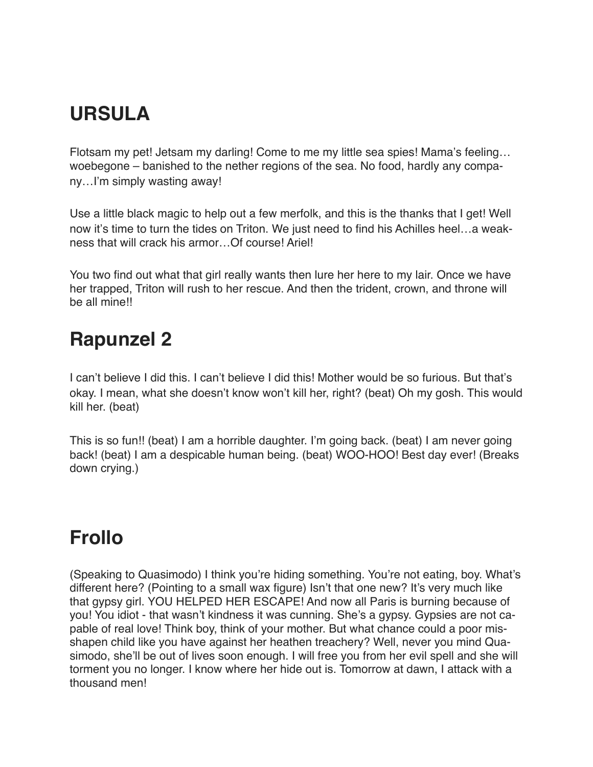## URSULA

Flotsam my pet! Jetsam my darling! Come to me my little sea spies! Mama's feeling… woebegone – banished to the nether regions of the sea. No food, hardly any company…I'm simply wasting away!

Use a little black magic to help out a few merfolk, and this is the thanks that I get! Well now it's time to turn the tides on Triton. We just need to find his Achilles heel…a weakness that will crack his armor…Of course! Ariel!

You two find out what that girl really wants then lure her here to my lair. Once we have her trapped, Triton will rush to her rescue. And then the trident, crown, and throne will be all mine!!

## Rapunzel 2

I can't believe I did this. I can't believe I did this! Mother would be so furious. But that's okay. I mean, what she doesn't know won't kill her, right? (beat) Oh my gosh. This would kill her. (beat)

This is so fun!! (beat) I am a horrible daughter. I'm going back. (beat) I am never going back! (beat) I am a despicable human being. (beat) WOO-HOO! Best day ever! (Breaks down crying.)

## Frollo

(Speaking to Quasimodo) I think you're hiding something. You're not eating, boy. What's different here? (Pointing to a small wax figure) Isn't that one new? It's very much like that gypsy girl. YOU HELPED HER ESCAPE! And now all Paris is burning because of you! You idiot - that wasn't kindness it was cunning. She's a gypsy. Gypsies are not capable of real love! Think boy, think of your mother. But what chance could a poor misshapen child like you have against her heathen treachery? Well, never you mind Quasimodo, she'll be out of lives soon enough. I will free you from her evil spell and she will torment you no longer. I know where her hide out is. Tomorrow at dawn, I attack with a thousand men!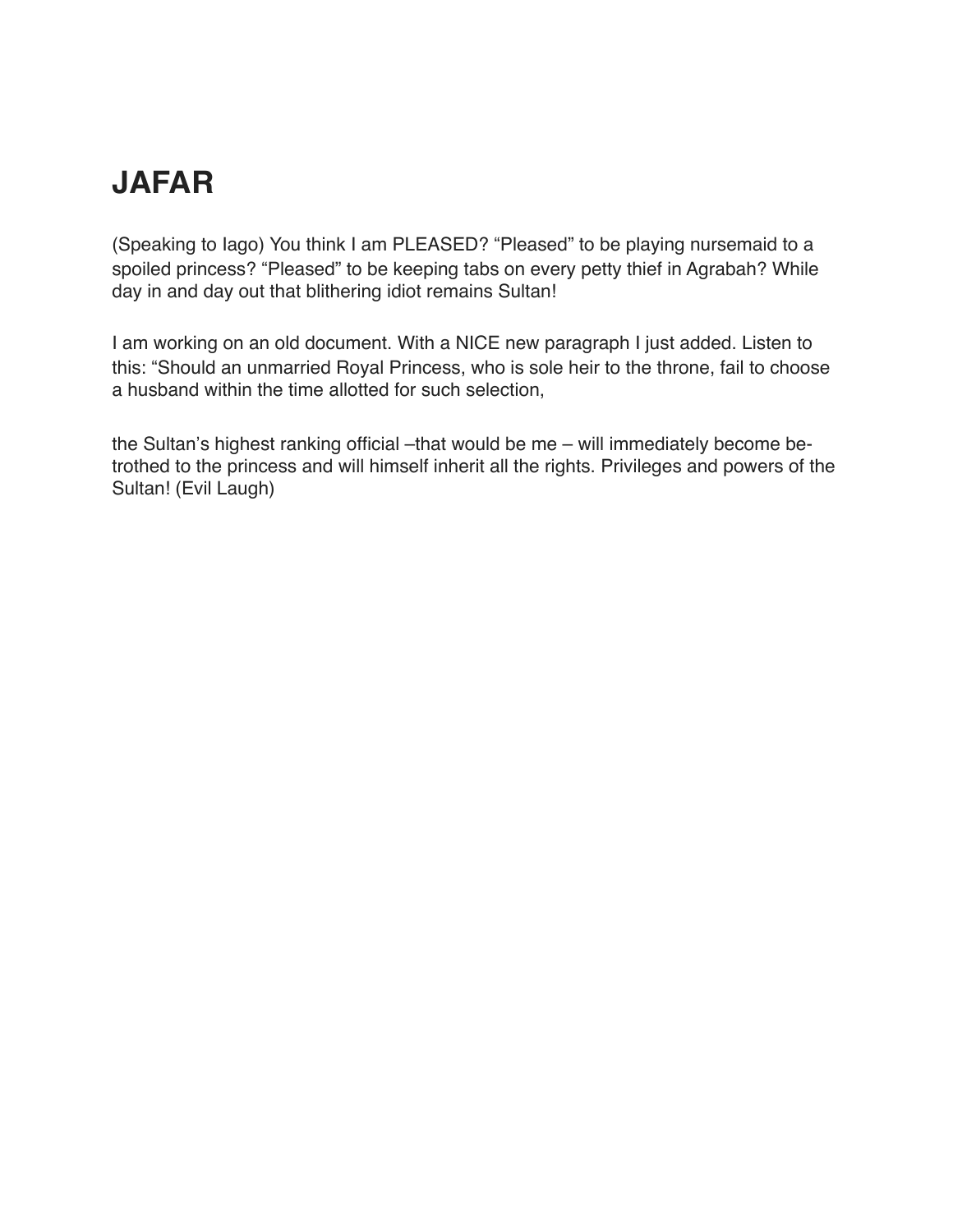# JAFAR

(Speaking to Iago) You think I am PLEASED? “Pleased” to be playing nursemaid to a spoiled princess? “Pleased” to be keeping tabs on every petty thief in Agrabah? While day in and day out that blithering idiot remains Sultan!

I am working on an old document. With a NICE new paragraph I just added. Listen to this: “Should an unmarried Royal Princess, who is sole heir to the throne, fail to choose a husband within the time allotted for such selection,

the Sultan’s highest ranking official –that would be me – will immediately become be-trothed to the princess and will himself inherit all the rights. Privileges and powers of the Sultan! (Evil Laugh)